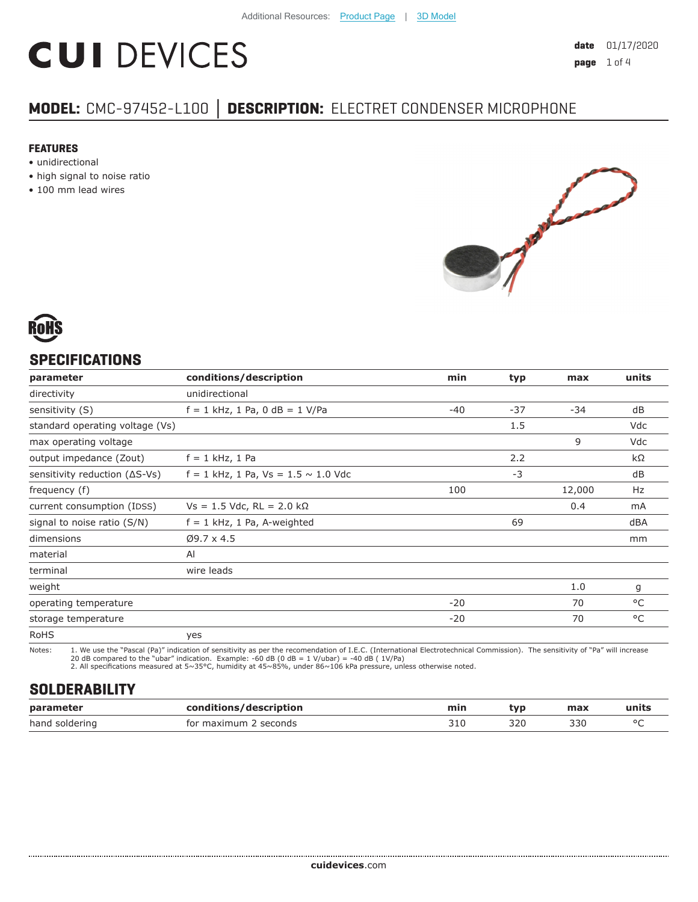Additional Resources: Product Page | 3D Model

# CUI DEVICES

**date** 01/17/2020
**page** 1 of 4

## MODEL: CMC-97452-L100 | DESCRIPTION: ELECTRET CONDENSER MICROPHONE

### FEATURES

- unidirectional
- high signal to noise ratio
- 100 mm lead wires

RoHS

## SPECIFICATIONS

| parameter | conditions/description | min | typ | max | units |
|---|---|---|---|---|---|
| directivity | unidirectional | | | | |
| sensitivity (S) | f = 1 kHz, 1 Pa, 0 dB = 1 V/Pa | -40 | -37 | -34 | dB |
| standard operating voltage (Vs) | | | 1.5 | | Vdc |
| max operating voltage | | | | 9 | Vdc |
| output impedance (Zout) | f = 1 kHz, 1 Pa | | 2.2 | | kΩ |
| sensitivity reduction (ΔS-Vs) | f = 1 kHz, 1 Pa, Vs = 1.5 ~ 1.0 Vdc | | -3 | | dB |
| frequency (f) | | 100 | | 12,000 | Hz |
| current consumption (IDSS) | Vs = 1.5 Vdc, RL = 2.0 kΩ | | | 0.4 | mA |
| signal to noise ratio (S/N) | f = 1 kHz, 1 Pa, A-weighted | | 69 | | dBA |
| dimensions | Ø9.7 x 4.5 | | | | mm |
| material | Al | | | | |
| terminal | wire leads | | | | |
| weight | | | | 1.0 | g |
| operating temperature | | -20 | | 70 | °C |
| storage temperature | | -20 | | 70 | °C |
| RoHS | yes | | | | |

Notes:
1. We use the "Pascal (Pa)" indication of sensitivity as per the recomendation of I.E.C. (International Electrotechnical Commission). The sensitivity of "Pa" will increase 20 dB compared to the "ubar" indication. Example: -60 dB (0 dB = 1 V/ubar) = -40 dB ( 1V/Pa)
2. All specifications measured at 5~35°C, humidity at 45~85%, under 86~106 kPa pressure, unless otherwise noted.

## SOLDERABILITY

| parameter | conditions/description | min | typ | max | units |
|---|---|---|---|---|---|
| hand soldering | for maximum 2 seconds | 310 | 320 | 330 | °C |

**cuidevices**.com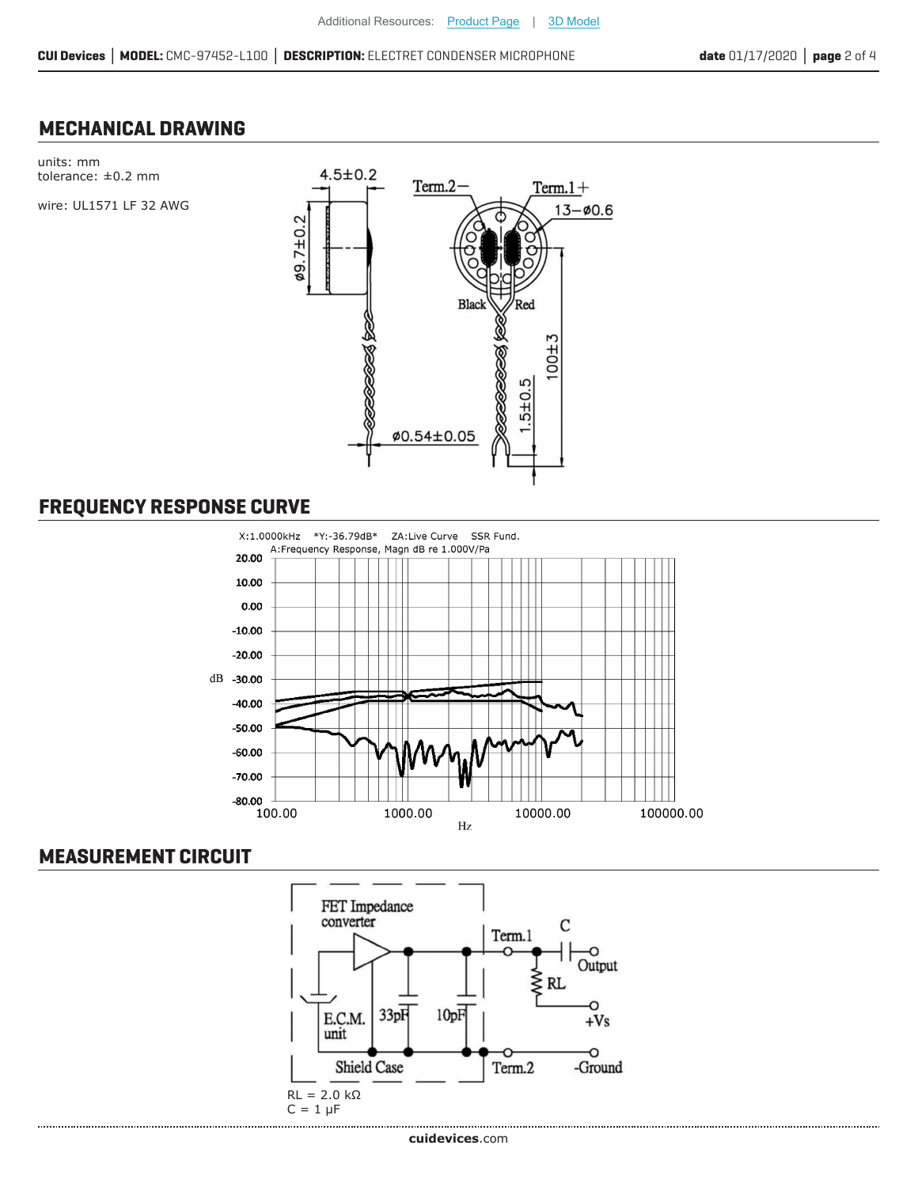## MECHANICAL DRAWING

units: mm
tolerance: ±0.2 mm

wire: UL1571 LF 32 AWG

## FREQUENCY RESPONSE CURVE

## MEASUREMENT CIRCUIT

RL = 2.0 kΩ
C = 1 μF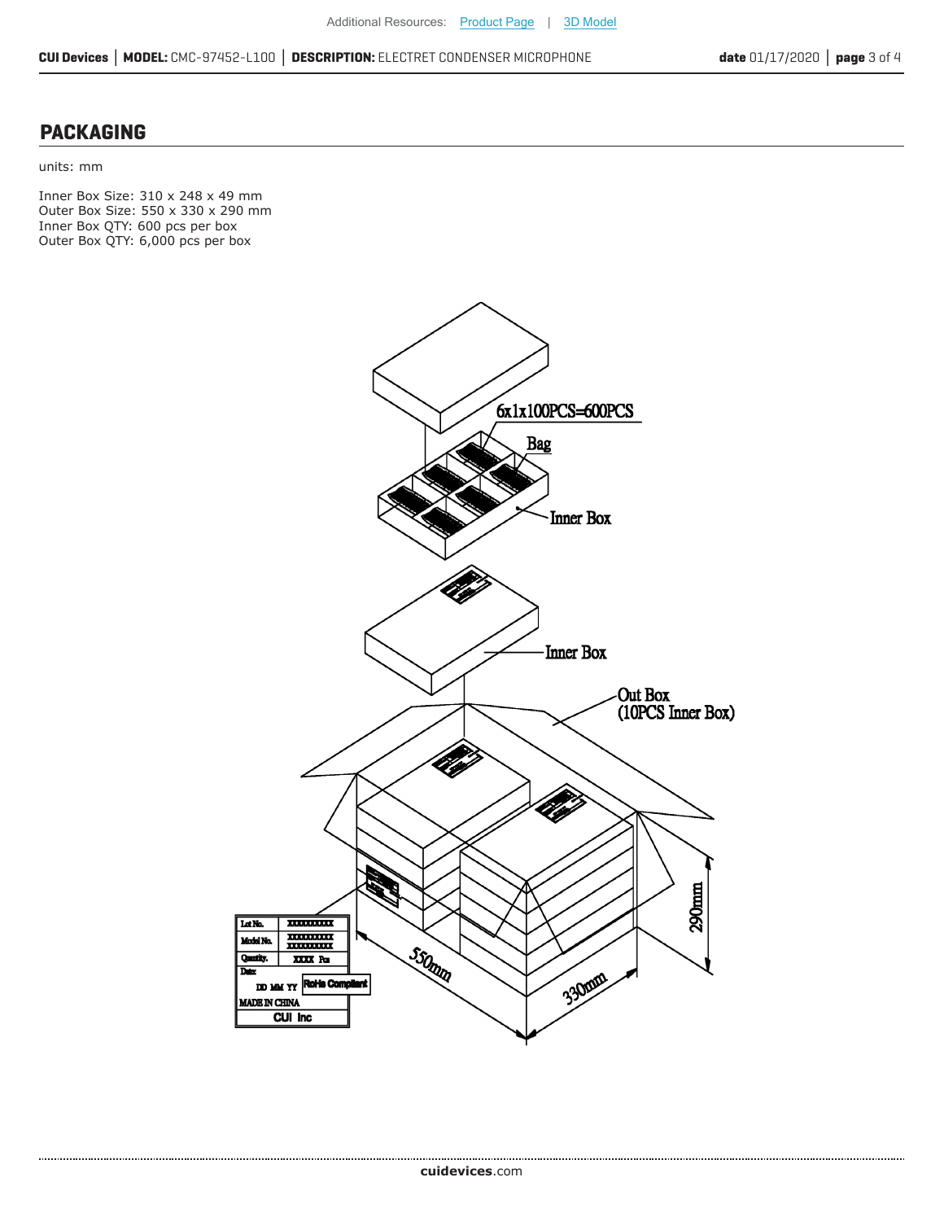## PACKAGING

units: mm

Inner Box Size: 310 x 248 x 49 mm
Outer Box Size: 550 x 330 x 290 mm
Inner Box QTY: 600 pcs per box
Outer Box QTY: 6,000 pcs per box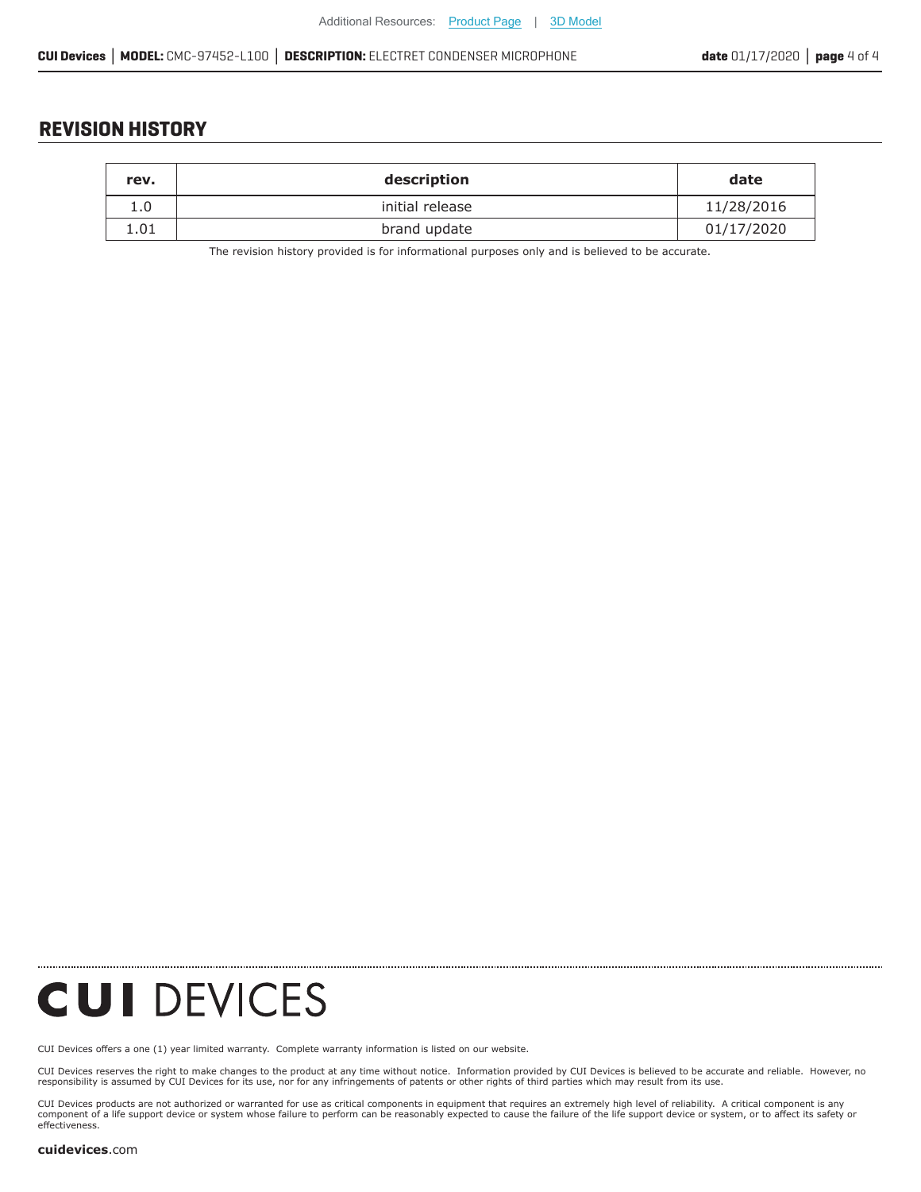## REVISION HISTORY

| rev. | description | date |
|---|---|---|
| 1.0 | initial release | 11/28/2016 |
| 1.01 | brand update | 01/17/2020 |

The revision history provided is for informational purposes only and is believed to be accurate.

CUI DEVICES

CUI Devices offers a one (1) year limited warranty. Complete warranty information is listed on our website.

CUI Devices reserves the right to make changes to the product at any time without notice. Information provided by CUI Devices is believed to be accurate and reliable. However, no responsibility is assumed by CUI Devices for its use, nor for any infringements of patents or other rights of third parties which may result from its use.

CUI Devices products are not authorized or warranted for use as critical components in equipment that requires an extremely high level of reliability. A critical component is any component of a life support device or system whose failure to perform can be reasonably expected to cause the failure of the life support device or system, or to affect its safety or effectiveness.

**cuidevices**.com